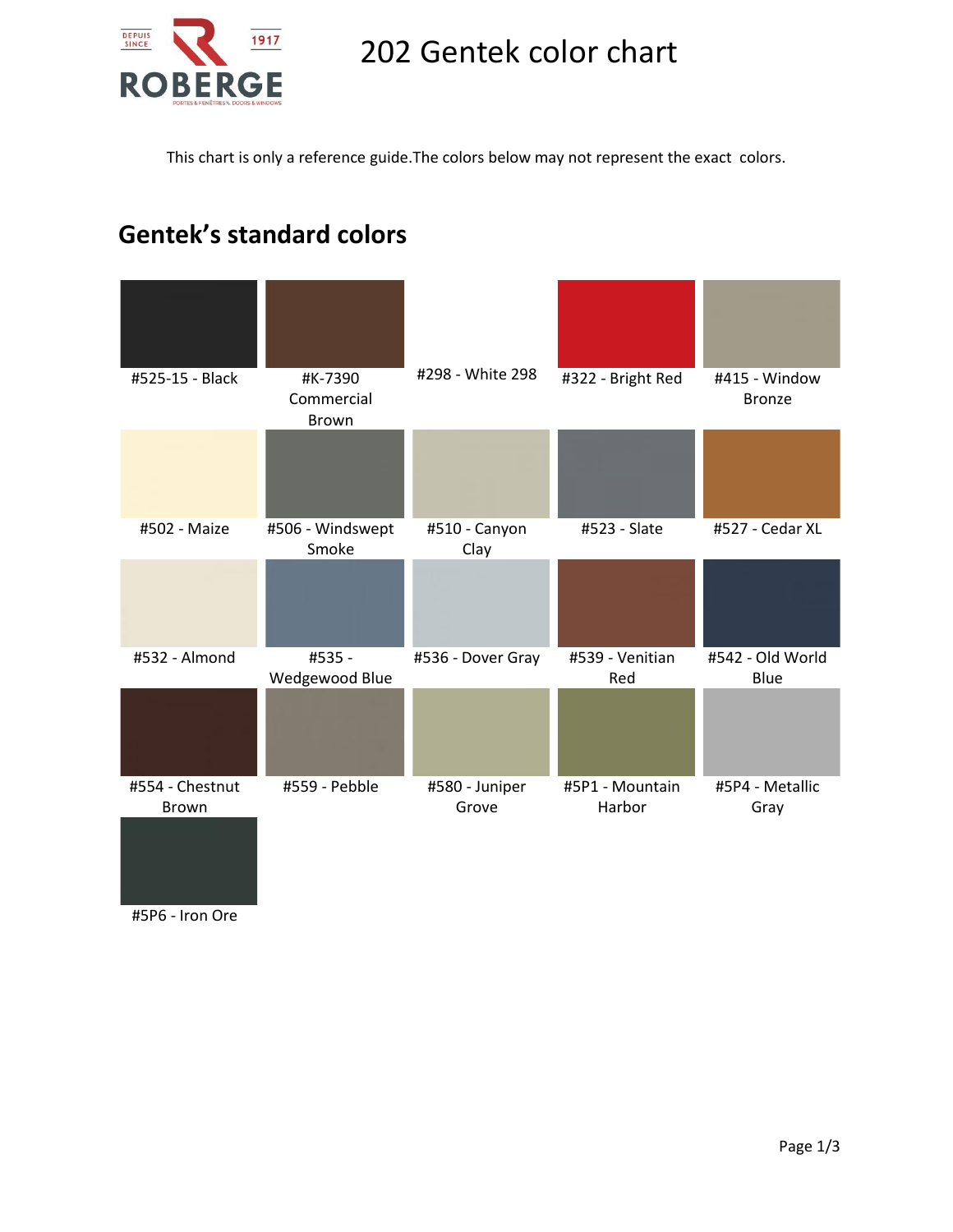# 202 Gentek color chart

This chart is only a reference guide.The colors below may not represent the exact colors.

## Gentek's standard colors

| | | | | |
|---|---|---|---|---|
| #525-15 - Black | #K-7390 Commercial Brown | #298 - White 298 | #322 - Bright Red | #415 - Window Bronze |
| #502 - Maize | #506 - Windswept Smoke | #510 - Canyon Clay | #523 - Slate | #527 - Cedar XL |
| #532 - Almond | #535 - Wedgewood Blue | #536 - Dover Gray | #539 - Venitian Red | #542 - Old World Blue |
| #554 - Chestnut Brown | #559 - Pebble | #580 - Juniper Grove | #5P1 - Mountain Harbor | #5P4 - Metallic Gray |
| #5P6 - Iron Ore | | | | |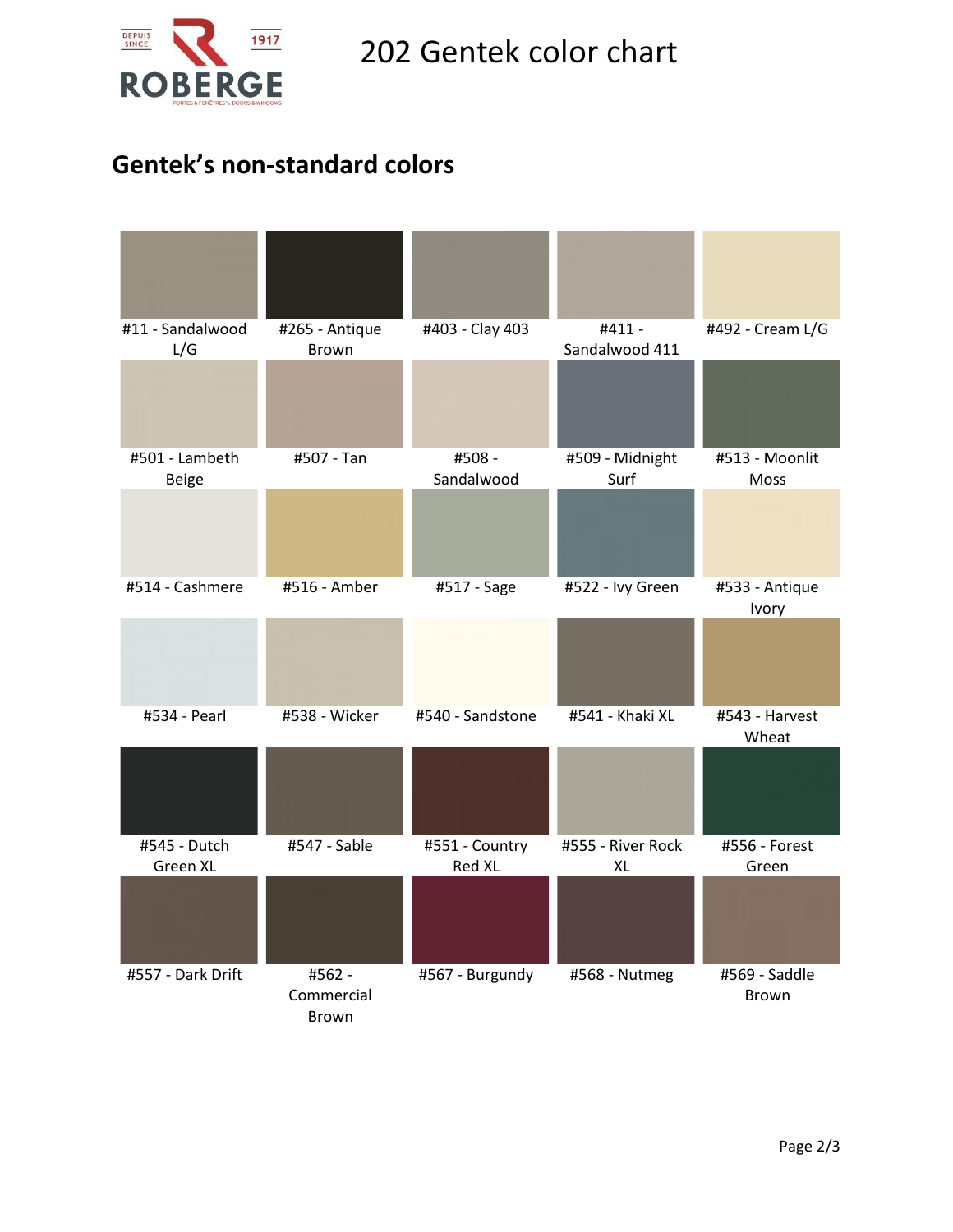# 202 Gentek color chart

## Gentek's non-standard colors

| | | | | |
|---|---|---|---|---|
| #11 - Sandalwood L/G | #265 - Antique Brown | #403 - Clay 403 | #411 - Sandalwood 411 | #492 - Cream L/G |
| #501 - Lambeth Beige | #507 - Tan | #508 - Sandalwood | #509 - Midnight Surf | #513 - Moonlit Moss |
| #514 - Cashmere | #516 - Amber | #517 - Sage | #522 - Ivy Green | #533 - Antique Ivory |
| #534 - Pearl | #538 - Wicker | #540 - Sandstone | #541 - Khaki XL | #543 - Harvest Wheat |
| #545 - Dutch Green XL | #547 - Sable | #551 - Country Red XL | #555 - River Rock XL | #556 - Forest Green |
| #557 - Dark Drift | #562 - Commercial Brown | #567 - Burgundy | #568 - Nutmeg | #569 - Saddle Brown |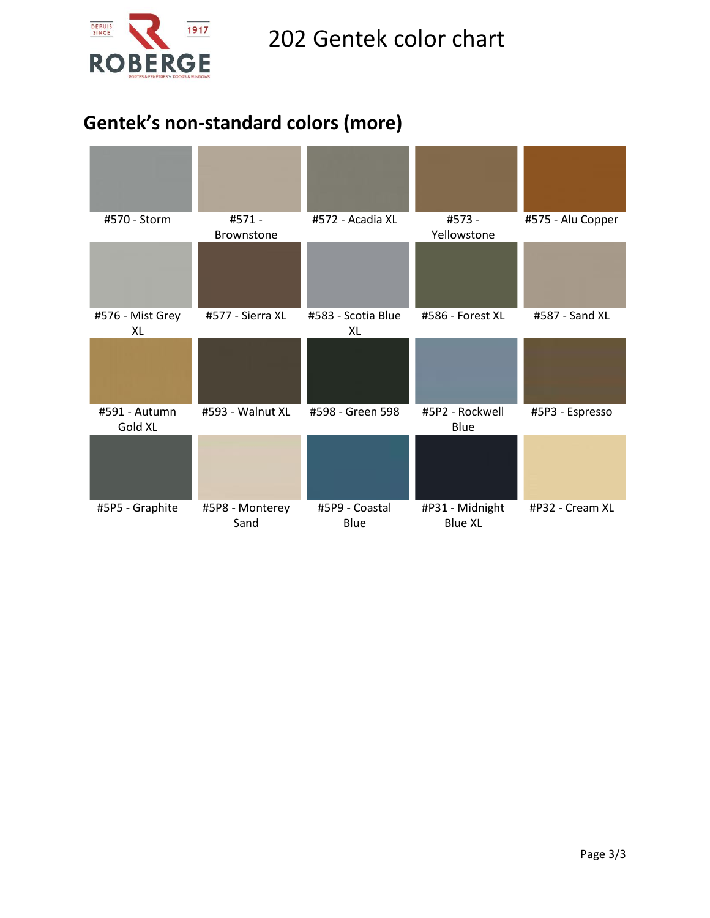202 Gentek color chart

## Gentek's non-standard colors (more)

| | | | | |
|---|---|---|---|---|
| #570 - Storm | #571 - Brownstone | #572 - Acadia XL | #573 - Yellowstone | #575 - Alu Copper |
| #576 - Mist Grey XL | #577 - Sierra XL | #583 - Scotia Blue XL | #586 - Forest XL | #587 - Sand XL |
| #591 - Autumn Gold XL | #593 - Walnut XL | #598 - Green 598 | #5P2 - Rockwell Blue | #5P3 - Espresso |
| #5P5 - Graphite | #5P8 - Monterey Sand | #5P9 - Coastal Blue | #P31 - Midnight Blue XL | #P32 - Cream XL |